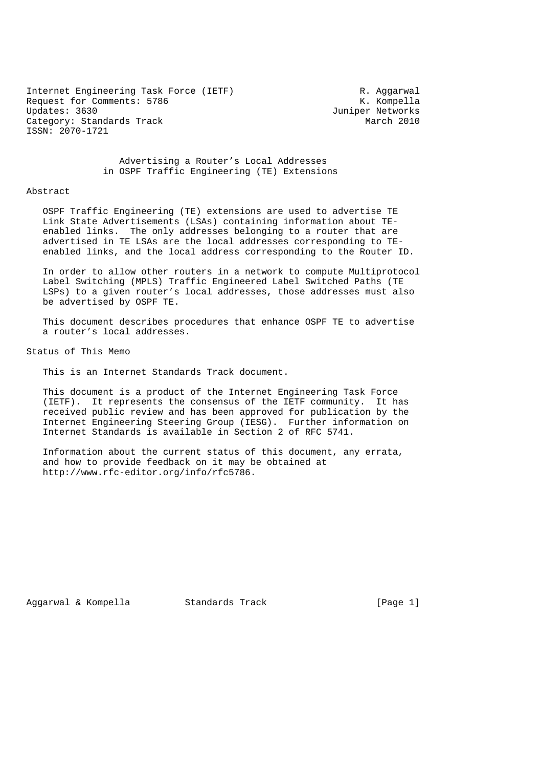Internet Engineering Task Force (IETF)  
Request for Comments: 5786  
Updates: 3630  
Category: Standards Track  
ISSN: 2070-1721

R. Aggarwal  
K. Kompella  
Juniper Networks  
March 2010

# Advertising a Router's Local Addresses in OSPF Traffic Engineering (TE) Extensions

## Abstract

OSPF Traffic Engineering (TE) extensions are used to advertise TE Link State Advertisements (LSAs) containing information about TE-enabled links. The only addresses belonging to a router that are advertised in TE LSAs are the local addresses corresponding to TE-enabled links, and the local address corresponding to the Router ID.

In order to allow other routers in a network to compute Multiprotocol Label Switching (MPLS) Traffic Engineered Label Switched Paths (TE LSPs) to a given router's local addresses, those addresses must also be advertised by OSPF TE.

This document describes procedures that enhance OSPF TE to advertise a router's local addresses.

## Status of This Memo

This is an Internet Standards Track document.

This document is a product of the Internet Engineering Task Force (IETF). It represents the consensus of the IETF community. It has received public review and has been approved for publication by the Internet Engineering Steering Group (IESG). Further information on Internet Standards is available in Section 2 of RFC 5741.

Information about the current status of this document, any errata, and how to provide feedback on it may be obtained at http://www.rfc-editor.org/info/rfc5786.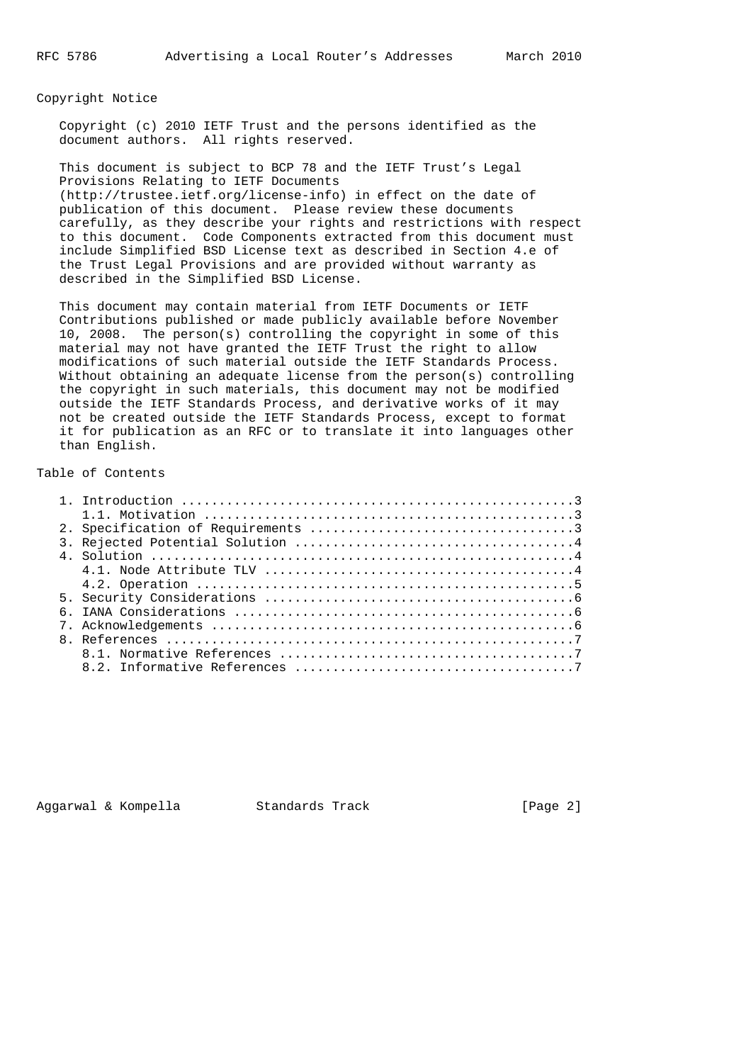## Copyright Notice

Copyright (c) 2010 IETF Trust and the persons identified as the document authors. All rights reserved.

This document is subject to BCP 78 and the IETF Trust's Legal Provisions Relating to IETF Documents (http://trustee.ietf.org/license-info) in effect on the date of publication of this document. Please review these documents carefully, as they describe your rights and restrictions with respect to this document. Code Components extracted from this document must include Simplified BSD License text as described in Section 4.e of the Trust Legal Provisions and are provided without warranty as described in the Simplified BSD License.

This document may contain material from IETF Documents or IETF Contributions published or made publicly available before November 10, 2008. The person(s) controlling the copyright in some of this material may not have granted the IETF Trust the right to allow modifications of such material outside the IETF Standards Process. Without obtaining an adequate license from the person(s) controlling the copyright in such materials, this document may not be modified outside the IETF Standards Process, and derivative works of it may not be created outside the IETF Standards Process, except to format it for publication as an RFC or to translate it into languages other than English.

## Table of Contents

```
   1. Introduction ....................................................3
      1.1. Motivation .................................................3
   2. Specification of Requirements ...................................3
   3. Rejected Potential Solution .....................................4
   4. Solution ........................................................4
      4.1. Node Attribute TLV .........................................4
      4.2. Operation ..................................................5
   5. Security Considerations .........................................6
   6. IANA Considerations .............................................6
   7. Acknowledgements ................................................6
   8. References ......................................................7
      8.1. Normative References .......................................7
      8.2. Informative References .....................................7
```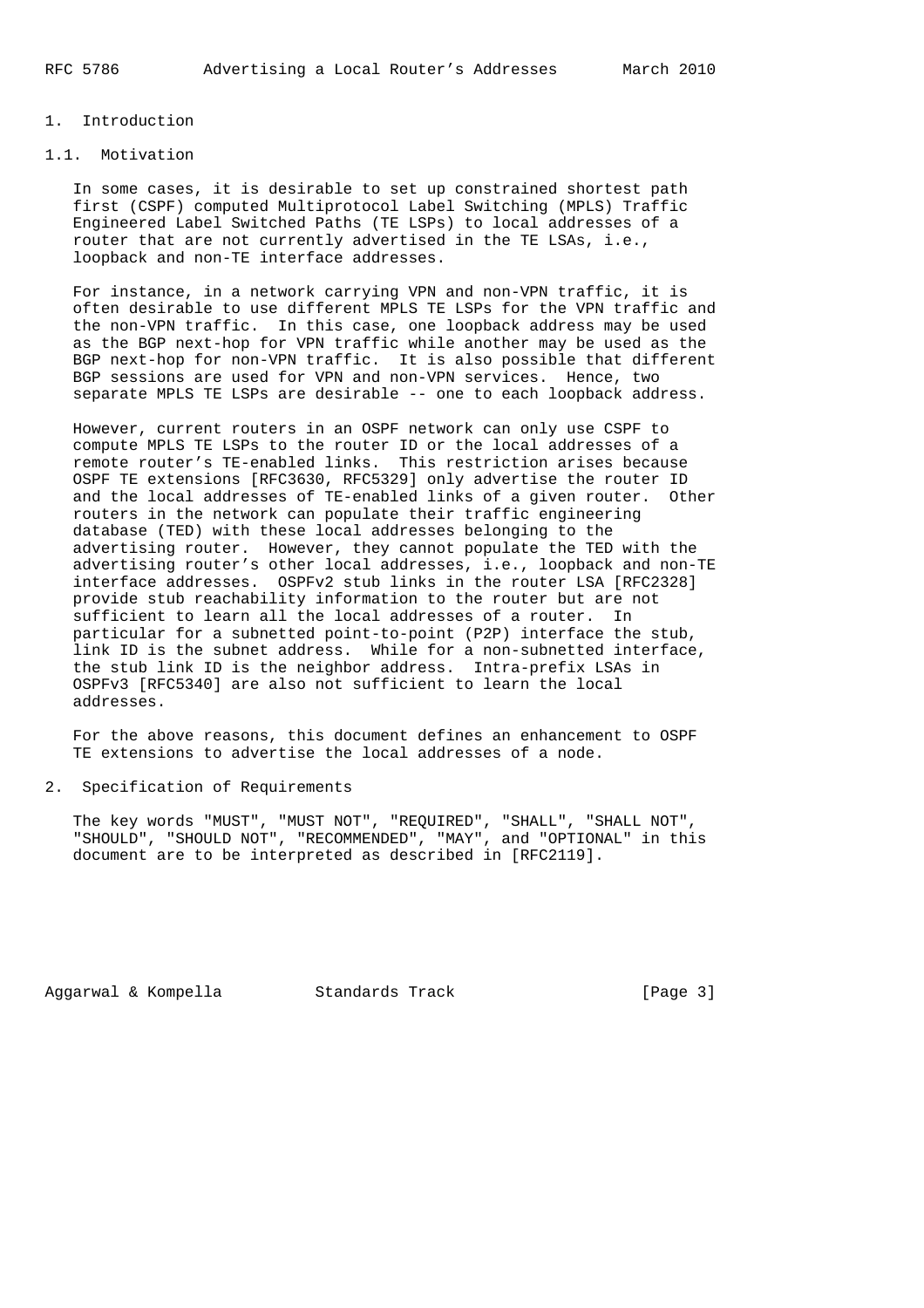# 1. Introduction

## 1.1. Motivation

In some cases, it is desirable to set up constrained shortest path first (CSPF) computed Multiprotocol Label Switching (MPLS) Traffic Engineered Label Switched Paths (TE LSPs) to local addresses of a router that are not currently advertised in the TE LSAs, i.e., loopback and non-TE interface addresses.

For instance, in a network carrying VPN and non-VPN traffic, it is often desirable to use different MPLS TE LSPs for the VPN traffic and the non-VPN traffic. In this case, one loopback address may be used as the BGP next-hop for VPN traffic while another may be used as the BGP next-hop for non-VPN traffic. It is also possible that different BGP sessions are used for VPN and non-VPN services. Hence, two separate MPLS TE LSPs are desirable -- one to each loopback address.

However, current routers in an OSPF network can only use CSPF to compute MPLS TE LSPs to the router ID or the local addresses of a remote router's TE-enabled links. This restriction arises because OSPF TE extensions [RFC3630, RFC5329] only advertise the router ID and the local addresses of TE-enabled links of a given router. Other routers in the network can populate their traffic engineering database (TED) with these local addresses belonging to the advertising router. However, they cannot populate the TED with the advertising router's other local addresses, i.e., loopback and non-TE interface addresses. OSPFv2 stub links in the router LSA [RFC2328] provide stub reachability information to the router but are not sufficient to learn all the local addresses of a router. In particular for a subnetted point-to-point (P2P) interface the stub, link ID is the subnet address. While for a non-subnetted interface, the stub link ID is the neighbor address. Intra-prefix LSAs in OSPFv3 [RFC5340] are also not sufficient to learn the local addresses.

For the above reasons, this document defines an enhancement to OSPF TE extensions to advertise the local addresses of a node.

# 2. Specification of Requirements

The key words "MUST", "MUST NOT", "REQUIRED", "SHALL", "SHALL NOT", "SHOULD", "SHOULD NOT", "RECOMMENDED", "MAY", and "OPTIONAL" in this document are to be interpreted as described in [RFC2119].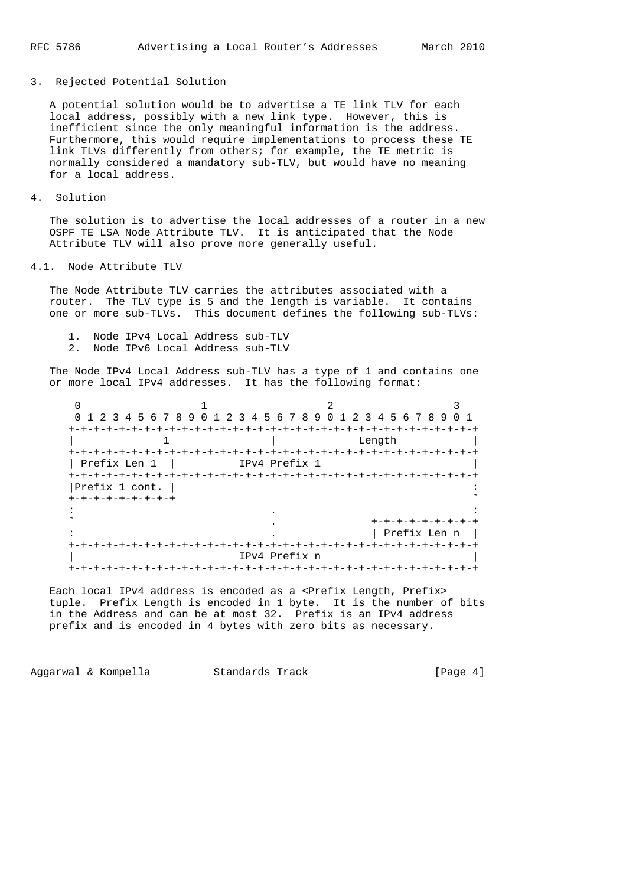## 3. Rejected Potential Solution

A potential solution would be to advertise a TE link TLV for each local address, possibly with a new link type. However, this is inefficient since the only meaningful information is the address. Furthermore, this would require implementations to process these TE link TLVs differently from others; for example, the TE metric is normally considered a mandatory sub-TLV, but would have no meaning for a local address.

## 4. Solution

The solution is to advertise the local addresses of a router in a new OSPF TE LSA Node Attribute TLV. It is anticipated that the Node Attribute TLV will also prove more generally useful.

### 4.1. Node Attribute TLV

The Node Attribute TLV carries the attributes associated with a router. The TLV type is 5 and the length is variable. It contains one or more sub-TLVs. This document defines the following sub-TLVs:

1. Node IPv4 Local Address sub-TLV
2. Node IPv6 Local Address sub-TLV

The Node IPv4 Local Address sub-TLV has a type of 1 and contains one or more local IPv4 addresses. It has the following format:

```
 0                   1                   2                   3
 0 1 2 3 4 5 6 7 8 9 0 1 2 3 4 5 6 7 8 9 0 1 2 3 4 5 6 7 8 9 0 1
+-+-+-+-+-+-+-+-+-+-+-+-+-+-+-+-+-+-+-+-+-+-+-+-+-+-+-+-+-+-+-+-+
|             1                 |             Length            |
+-+-+-+-+-+-+-+-+-+-+-+-+-+-+-+-+-+-+-+-+-+-+-+-+-+-+-+-+-+-+-+-+
| Prefix Len 1  |          IPv4 Prefix 1                        |
+-+-+-+-+-+-+-+-+-+-+-+-+-+-+-+-+-+-+-+-+-+-+-+-+-+-+-+-+-+-+-+-+
|Prefix 1 cont. |                                               :
+-+-+-+-+-+-+-+-+                                               ~
:                               .                               :
~                               .               +-+-+-+-+-+-+-+-+
:                               .               | Prefix Len n  |
+-+-+-+-+-+-+-+-+-+-+-+-+-+-+-+-+-+-+-+-+-+-+-+-+-+-+-+-+-+-+-+-+
|                          IPv4 Prefix n                        |
+-+-+-+-+-+-+-+-+-+-+-+-+-+-+-+-+-+-+-+-+-+-+-+-+-+-+-+-+-+-+-+-+
```

Each local IPv4 address is encoded as a <Prefix Length, Prefix> tuple. Prefix Length is encoded in 1 byte. It is the number of bits in the Address and can be at most 32. Prefix is an IPv4 address prefix and is encoded in 4 bytes with zero bits as necessary.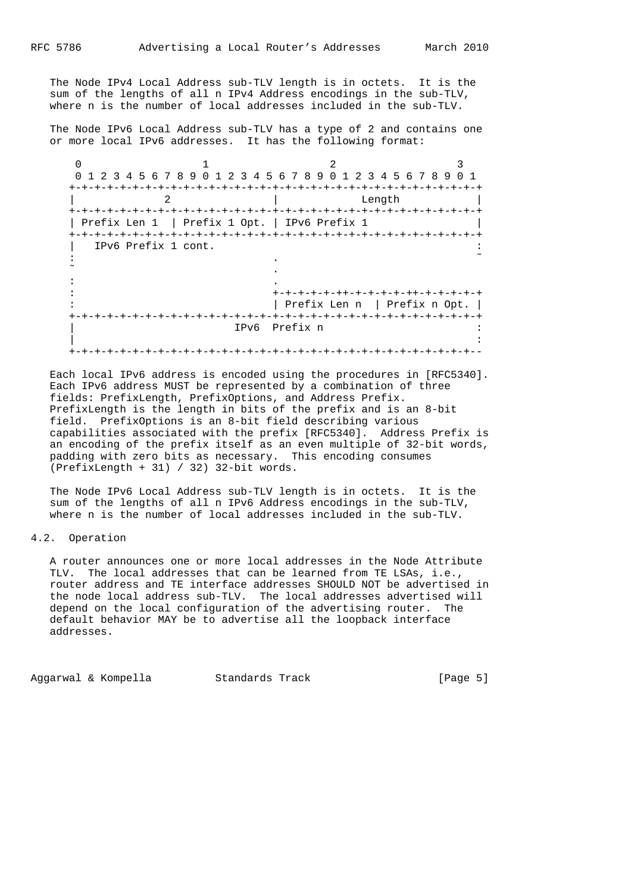The Node IPv4 Local Address sub-TLV length is in octets. It is the sum of the lengths of all n IPv4 Address encodings in the sub-TLV, where n is the number of local addresses included in the sub-TLV.

The Node IPv6 Local Address sub-TLV has a type of 2 and contains one or more local IPv6 addresses. It has the following format:

```
 0                   1                   2                   3
 0 1 2 3 4 5 6 7 8 9 0 1 2 3 4 5 6 7 8 9 0 1 2 3 4 5 6 7 8 9 0 1
+-+-+-+-+-+-+-+-+-+-+-+-+-+-+-+-+-+-+-+-+-+-+-+-+-+-+-+-+-+-+-+-+
|              2                |             Length            |
+-+-+-+-+-+-+-+-+-+-+-+-+-+-+-+-+-+-+-+-+-+-+-+-+-+-+-+-+-+-+-+-+
| Prefix Len 1  | Prefix 1 Opt. | IPv6 Prefix 1                 |
+-+-+-+-+-+-+-+-+-+-+-+-+-+-+-+-+-+-+-+-+-+-+-+-+-+-+-+-+-+-+-+-+
|   IPv6 Prefix 1 cont.                                         :
:                               .                               ~
~                               .
:                               .
:                               +-+-+-+-+-++-+-+-+-+-++-+-+-+-+-+
:                               | Prefix Len n  | Prefix n Opt. |
+-+-+-+-+-+-+-+-+-+-+-+-+-+-+-+-+-+-+-+-+-+-+-+-+-+-+-+-+-+-+-+-+
|                         IPv6  Prefix n                        :
|                                                               :
+-+-+-+-+-+-+-+-+-+-+-+-+-+-+-+-+-+-+-+-+-+-+-+-+-+-+-+-+-+-+-+--
```

Each local IPv6 address is encoded using the procedures in [RFC5340]. Each IPv6 address MUST be represented by a combination of three fields: PrefixLength, PrefixOptions, and Address Prefix. PrefixLength is the length in bits of the prefix and is an 8-bit field. PrefixOptions is an 8-bit field describing various capabilities associated with the prefix [RFC5340]. Address Prefix is an encoding of the prefix itself as an even multiple of 32-bit words, padding with zero bits as necessary. This encoding consumes (PrefixLength + 31) / 32) 32-bit words.

The Node IPv6 Local Address sub-TLV length is in octets. It is the sum of the lengths of all n IPv6 Address encodings in the sub-TLV, where n is the number of local addresses included in the sub-TLV.

### 4.2. Operation

A router announces one or more local addresses in the Node Attribute TLV. The local addresses that can be learned from TE LSAs, i.e., router address and TE interface addresses SHOULD NOT be advertised in the node local address sub-TLV. The local addresses advertised will depend on the local configuration of the advertising router. The default behavior MAY be to advertise all the loopback interface addresses.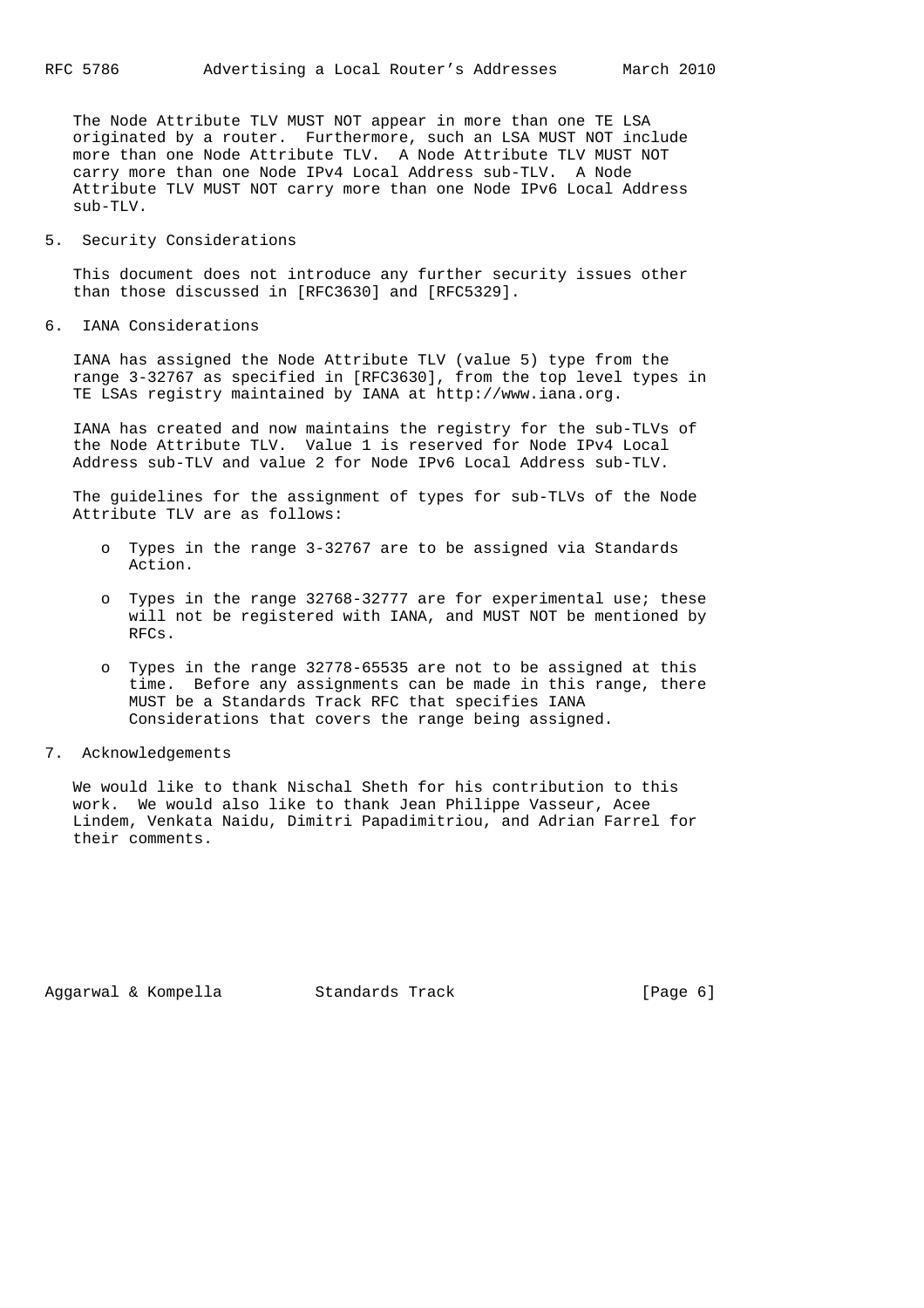The Node Attribute TLV MUST NOT appear in more than one TE LSA originated by a router. Furthermore, such an LSA MUST NOT include more than one Node Attribute TLV. A Node Attribute TLV MUST NOT carry more than one Node IPv4 Local Address sub-TLV. A Node Attribute TLV MUST NOT carry more than one Node IPv6 Local Address sub-TLV.

## 5. Security Considerations

This document does not introduce any further security issues other than those discussed in [RFC3630] and [RFC5329].

## 6. IANA Considerations

IANA has assigned the Node Attribute TLV (value 5) type from the range 3-32767 as specified in [RFC3630], from the top level types in TE LSAs registry maintained by IANA at http://www.iana.org.

IANA has created and now maintains the registry for the sub-TLVs of the Node Attribute TLV. Value 1 is reserved for Node IPv4 Local Address sub-TLV and value 2 for Node IPv6 Local Address sub-TLV.

The guidelines for the assignment of types for sub-TLVs of the Node Attribute TLV are as follows:

- Types in the range 3-32767 are to be assigned via Standards Action.
- Types in the range 32768-32777 are for experimental use; these will not be registered with IANA, and MUST NOT be mentioned by RFCs.
- Types in the range 32778-65535 are not to be assigned at this time. Before any assignments can be made in this range, there MUST be a Standards Track RFC that specifies IANA Considerations that covers the range being assigned.

## 7. Acknowledgements

We would like to thank Nischal Sheth for his contribution to this work. We would also like to thank Jean Philippe Vasseur, Acee Lindem, Venkata Naidu, Dimitri Papadimitriou, and Adrian Farrel for their comments.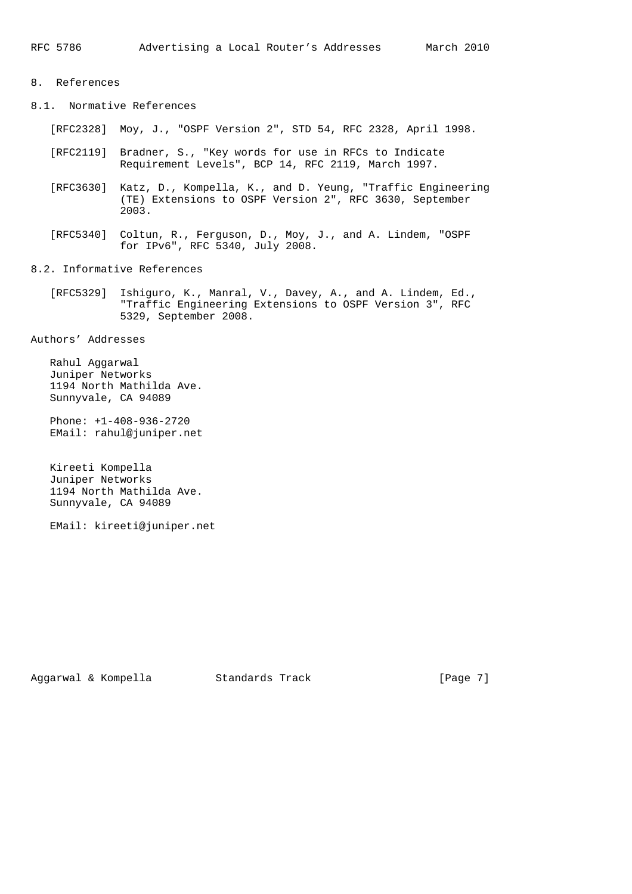## 8. References

### 8.1. Normative References

[RFC2328] Moy, J., "OSPF Version 2", STD 54, RFC 2328, April 1998.

[RFC2119] Bradner, S., "Key words for use in RFCs to Indicate Requirement Levels", BCP 14, RFC 2119, March 1997.

[RFC3630] Katz, D., Kompella, K., and D. Yeung, "Traffic Engineering (TE) Extensions to OSPF Version 2", RFC 3630, September 2003.

[RFC5340] Coltun, R., Ferguson, D., Moy, J., and A. Lindem, "OSPF for IPv6", RFC 5340, July 2008.

### 8.2. Informative References

[RFC5329] Ishiguro, K., Manral, V., Davey, A., and A. Lindem, Ed., "Traffic Engineering Extensions to OSPF Version 3", RFC 5329, September 2008.

## Authors' Addresses

Rahul Aggarwal
Juniper Networks
1194 North Mathilda Ave.
Sunnyvale, CA 94089

Phone: +1-408-936-2720
EMail: rahul@juniper.net

Kireeti Kompella
Juniper Networks
1194 North Mathilda Ave.
Sunnyvale, CA 94089

EMail: kireeti@juniper.net